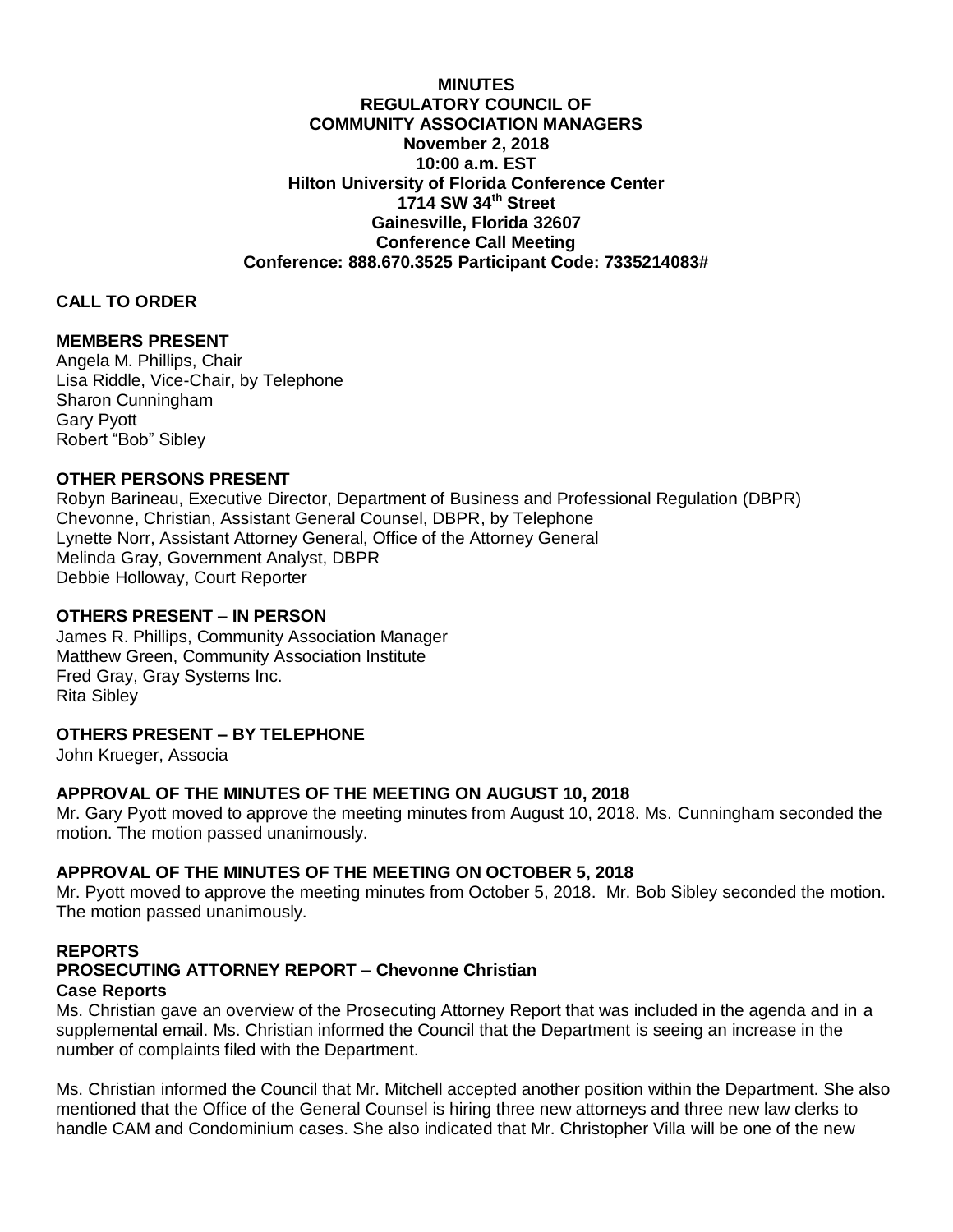**MINUTES**
**REGULATORY COUNCIL OF**
**COMMUNITY ASSOCIATION MANAGERS**
**November 2, 2018**
**10:00 a.m. EST**
**Hilton University of Florida Conference Center**
**1714 SW 34th Street**
**Gainesville, Florida 32607**
**Conference Call Meeting**
**Conference: 888.670.3525 Participant Code: 7335214083#**

## CALL TO ORDER

## MEMBERS PRESENT

Angela M. Phillips, Chair
Lisa Riddle, Vice-Chair, by Telephone
Sharon Cunningham
Gary Pyott
Robert "Bob" Sibley

## OTHER PERSONS PRESENT

Robyn Barineau, Executive Director, Department of Business and Professional Regulation (DBPR)
Chevonne, Christian, Assistant General Counsel, DBPR, by Telephone
Lynette Norr, Assistant Attorney General, Office of the Attorney General
Melinda Gray, Government Analyst, DBPR
Debbie Holloway, Court Reporter

## OTHERS PRESENT – IN PERSON

James R. Phillips, Community Association Manager
Matthew Green, Community Association Institute
Fred Gray, Gray Systems Inc.
Rita Sibley

## OTHERS PRESENT – BY TELEPHONE

John Krueger, Associa

## APPROVAL OF THE MINUTES OF THE MEETING ON AUGUST 10, 2018

Mr. Gary Pyott moved to approve the meeting minutes from August 10, 2018. Ms. Cunningham seconded the motion. The motion passed unanimously.

## APPROVAL OF THE MINUTES OF THE MEETING ON OCTOBER 5, 2018

Mr. Pyott moved to approve the meeting minutes from October 5, 2018. Mr. Bob Sibley seconded the motion. The motion passed unanimously.

## REPORTS

### PROSECUTING ATTORNEY REPORT – Chevonne Christian

**Case Reports**

Ms. Christian gave an overview of the Prosecuting Attorney Report that was included in the agenda and in a supplemental email. Ms. Christian informed the Council that the Department is seeing an increase in the number of complaints filed with the Department.

Ms. Christian informed the Council that Mr. Mitchell accepted another position within the Department. She also mentioned that the Office of the General Counsel is hiring three new attorneys and three new law clerks to handle CAM and Condominium cases. She also indicated that Mr. Christopher Villa will be one of the new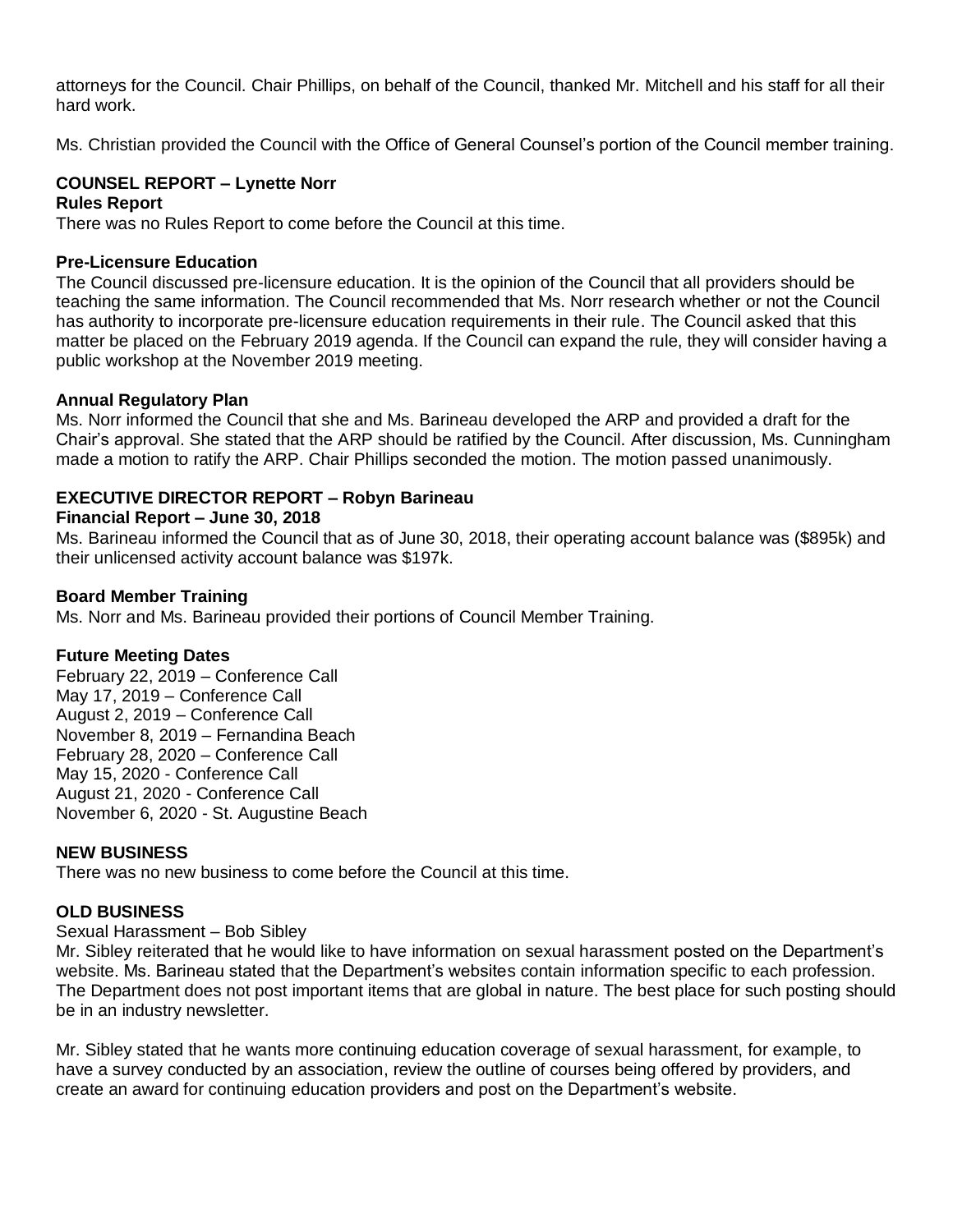attorneys for the Council. Chair Phillips, on behalf of the Council, thanked Mr. Mitchell and his staff for all their hard work.

Ms. Christian provided the Council with the Office of General Counsel's portion of the Council member training.

**COUNSEL REPORT – Lynette Norr**

**Rules Report**

There was no Rules Report to come before the Council at this time.

**Pre-Licensure Education**

The Council discussed pre-licensure education. It is the opinion of the Council that all providers should be teaching the same information. The Council recommended that Ms. Norr research whether or not the Council has authority to incorporate pre-licensure education requirements in their rule. The Council asked that this matter be placed on the February 2019 agenda. If the Council can expand the rule, they will consider having a public workshop at the November 2019 meeting.

**Annual Regulatory Plan**

Ms. Norr informed the Council that she and Ms. Barineau developed the ARP and provided a draft for the Chair's approval. She stated that the ARP should be ratified by the Council. After discussion, Ms. Cunningham made a motion to ratify the ARP. Chair Phillips seconded the motion. The motion passed unanimously.

**EXECUTIVE DIRECTOR REPORT – Robyn Barineau**

**Financial Report – June 30, 2018**

Ms. Barineau informed the Council that as of June 30, 2018, their operating account balance was ($895k) and their unlicensed activity account balance was $197k.

**Board Member Training**

Ms. Norr and Ms. Barineau provided their portions of Council Member Training.

**Future Meeting Dates**

February 22, 2019 – Conference Call
May 17, 2019 – Conference Call
August 2, 2019 – Conference Call
November 8, 2019 – Fernandina Beach
February 28, 2020 – Conference Call
May 15, 2020 - Conference Call
August 21, 2020 - Conference Call
November 6, 2020 - St. Augustine Beach

**NEW BUSINESS**

There was no new business to come before the Council at this time.

**OLD BUSINESS**

Sexual Harassment – Bob Sibley

Mr. Sibley reiterated that he would like to have information on sexual harassment posted on the Department's website. Ms. Barineau stated that the Department's websites contain information specific to each profession. The Department does not post important items that are global in nature. The best place for such posting should be in an industry newsletter.

Mr. Sibley stated that he wants more continuing education coverage of sexual harassment, for example, to have a survey conducted by an association, review the outline of courses being offered by providers, and create an award for continuing education providers and post on the Department's website.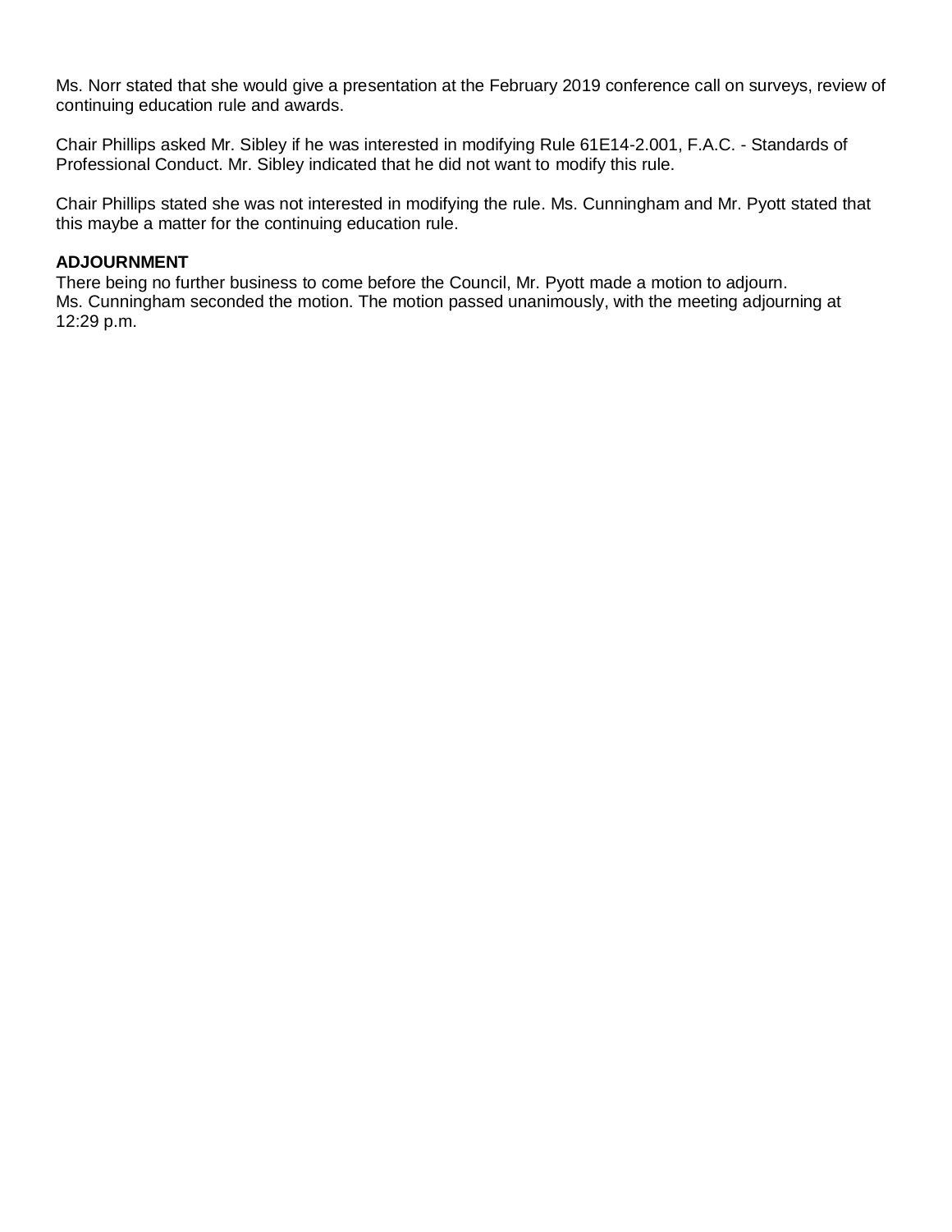Ms. Norr stated that she would give a presentation at the February 2019 conference call on surveys, review of continuing education rule and awards.

Chair Phillips asked Mr. Sibley if he was interested in modifying Rule 61E14-2.001, F.A.C. - Standards of Professional Conduct. Mr. Sibley indicated that he did not want to modify this rule.

Chair Phillips stated she was not interested in modifying the rule. Ms. Cunningham and Mr. Pyott stated that this maybe a matter for the continuing education rule.

**ADJOURNMENT**

There being no further business to come before the Council, Mr. Pyott made a motion to adjourn. Ms. Cunningham seconded the motion. The motion passed unanimously, with the meeting adjourning at 12:29 p.m.